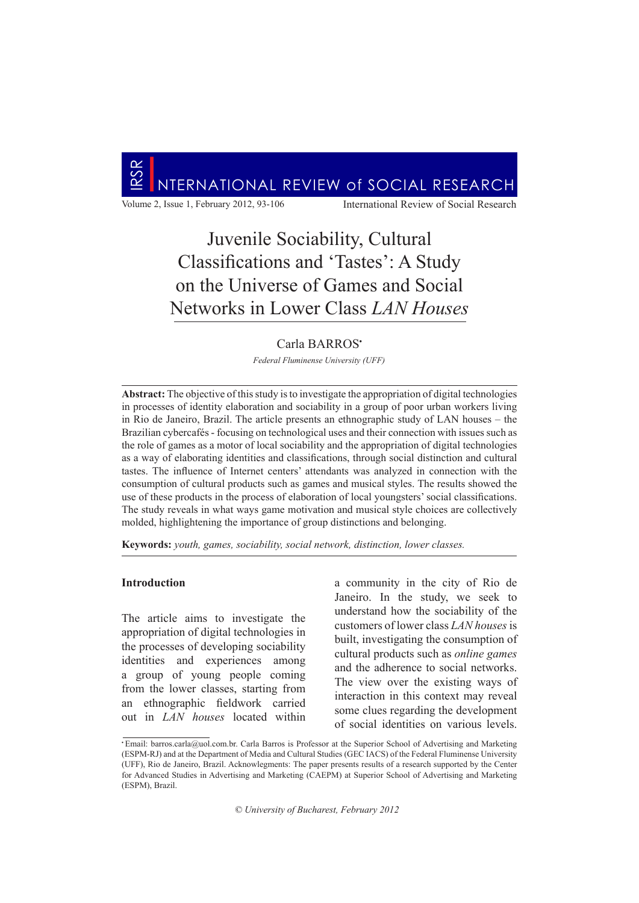# Juvenile Sociability, Cultural Classifications and 'Tastes': A Study on the Universe of Games and Social Networks in Lower Class *LAN Houses*

Carla BARROS•

*Federal Fluminense University (UFF)*

**Abstract:** The objective of this study is to investigate the appropriation of digital technologies in processes of identity elaboration and sociability in a group of poor urban workers living in Rio de Janeiro, Brazil. The article presents an ethnographic study of LAN houses – the Brazilian cybercafés - focusing on technological uses and their connection with issues such as the role of games as a motor of local sociability and the appropriation of digital technologies as a way of elaborating identities and classifications, through social distinction and cultural tastes. The influence of Internet centers' attendants was analyzed in connection with the consumption of cultural products such as games and musical styles. The results showed the use of these products in the process of elaboration of local youngsters' social classifications. The study reveals in what ways game motivation and musical style choices are collectively molded, highlightening the importance of group distinctions and belonging.

**Keywords:** *youth, games, sociability, social network, distinction, lower classes.*

## Introduction

The article aims to investigate the appropriation of digital technologies in the processes of developing sociability identities and experiences among a group of young people coming from the lower classes, starting from an ethnographic fieldwork carried out in *LAN houses* located within a community in the city of Rio de Janeiro. In the study, we seek to understand how the sociability of the customers of lower class *LAN houses* is built, investigating the consumption of cultural products such as *online games* and the adherence to social networks. The view over the existing ways of interaction in this context may reveal some clues regarding the development of social identities on various levels.

• Email: barros.carla@uol.com.br. Carla Barros is Professor at the Superior School of Advertising and Marketing (ESPM-RJ) and at the Department of Media and Cultural Studies (GEC IACS) of the Federal Fluminense University (UFF), Rio de Janeiro, Brazil. Acknowlegments: The paper presents results of a research supported by the Center for Advanced Studies in Advertising and Marketing (CAEPM) at Superior School of Advertising and Marketing (ESPM), Brazil.

© University of Bucharest, February 2012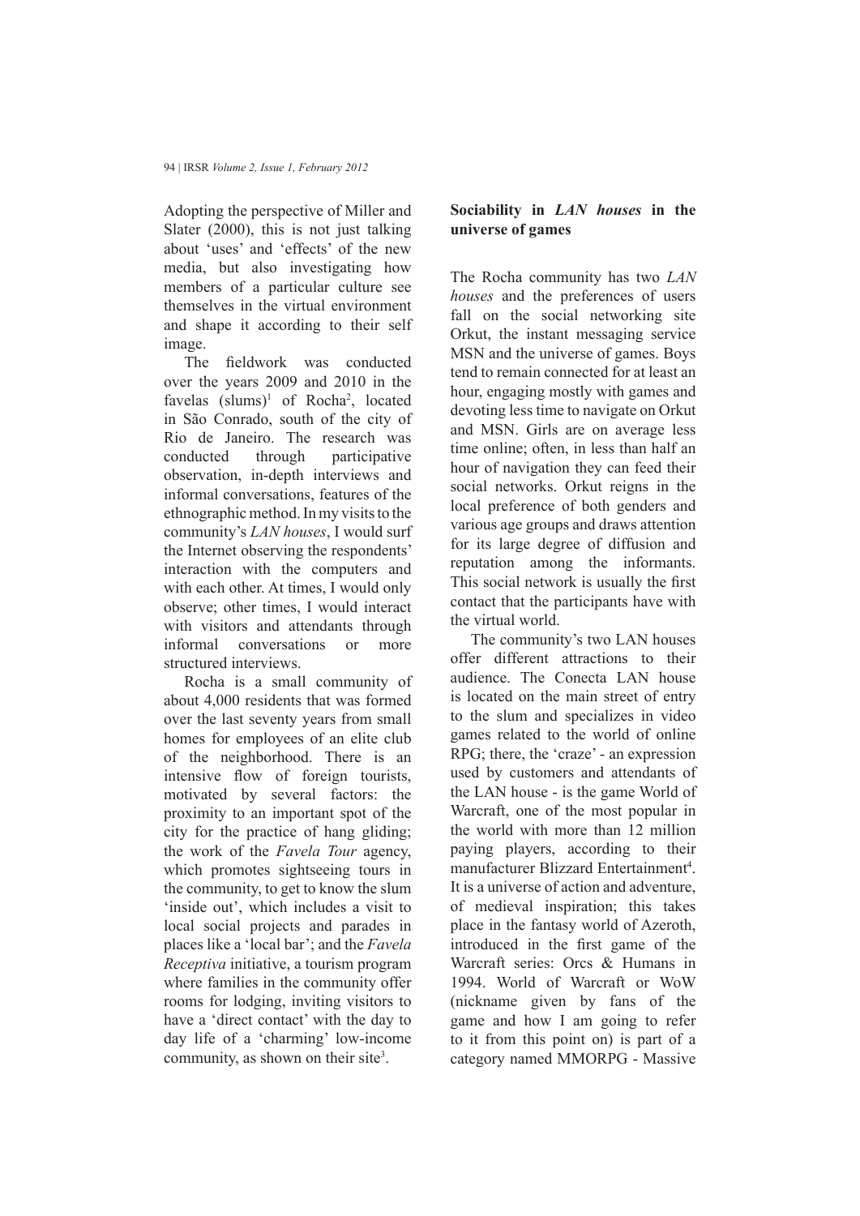Adopting the perspective of Miller and Slater (2000), this is not just talking about 'uses' and 'effects' of the new media, but also investigating how members of a particular culture see themselves in the virtual environment and shape it according to their self image.

The fieldwork was conducted over the years 2009 and 2010 in the favelas (slums)[1] of Rocha[2], located in São Conrado, south of the city of Rio de Janeiro. The research was conducted through participative observation, in-depth interviews and informal conversations, features of the ethnographic method. In my visits to the community's *LAN houses*, I would surf the Internet observing the respondents' interaction with the computers and with each other. At times, I would only observe; other times, I would interact with visitors and attendants through informal conversations or more structured interviews.

Rocha is a small community of about 4,000 residents that was formed over the last seventy years from small homes for employees of an elite club of the neighborhood. There is an intensive flow of foreign tourists, motivated by several factors: the proximity to an important spot of the city for the practice of hang gliding; the work of the *Favela Tour* agency, which promotes sightseeing tours in the community, to get to know the slum 'inside out', which includes a visit to local social projects and parades in places like a 'local bar'; and the *Favela Receptiva* initiative, a tourism program where families in the community offer rooms for lodging, inviting visitors to have a 'direct contact' with the day to day life of a 'charming' low-income community, as shown on their site[3].

## Sociability in *LAN houses* in the universe of games

The Rocha community has two *LAN houses* and the preferences of users fall on the social networking site Orkut, the instant messaging service MSN and the universe of games. Boys tend to remain connected for at least an hour, engaging mostly with games and devoting less time to navigate on Orkut and MSN. Girls are on average less time online; often, in less than half an hour of navigation they can feed their social networks. Orkut reigns in the local preference of both genders and various age groups and draws attention for its large degree of diffusion and reputation among the informants. This social network is usually the first contact that the participants have with the virtual world.

The community's two LAN houses offer different attractions to their audience. The Conecta LAN house is located on the main street of entry to the slum and specializes in video games related to the world of online RPG; there, the 'craze' - an expression used by customers and attendants of the LAN house - is the game World of Warcraft, one of the most popular in the world with more than 12 million paying players, according to their manufacturer Blizzard Entertainment[4]. It is a universe of action and adventure, of medieval inspiration; this takes place in the fantasy world of Azeroth, introduced in the first game of the Warcraft series: Orcs & Humans in 1994. World of Warcraft or WoW (nickname given by fans of the game and how I am going to refer to it from this point on) is part of a category named MMORPG - Massive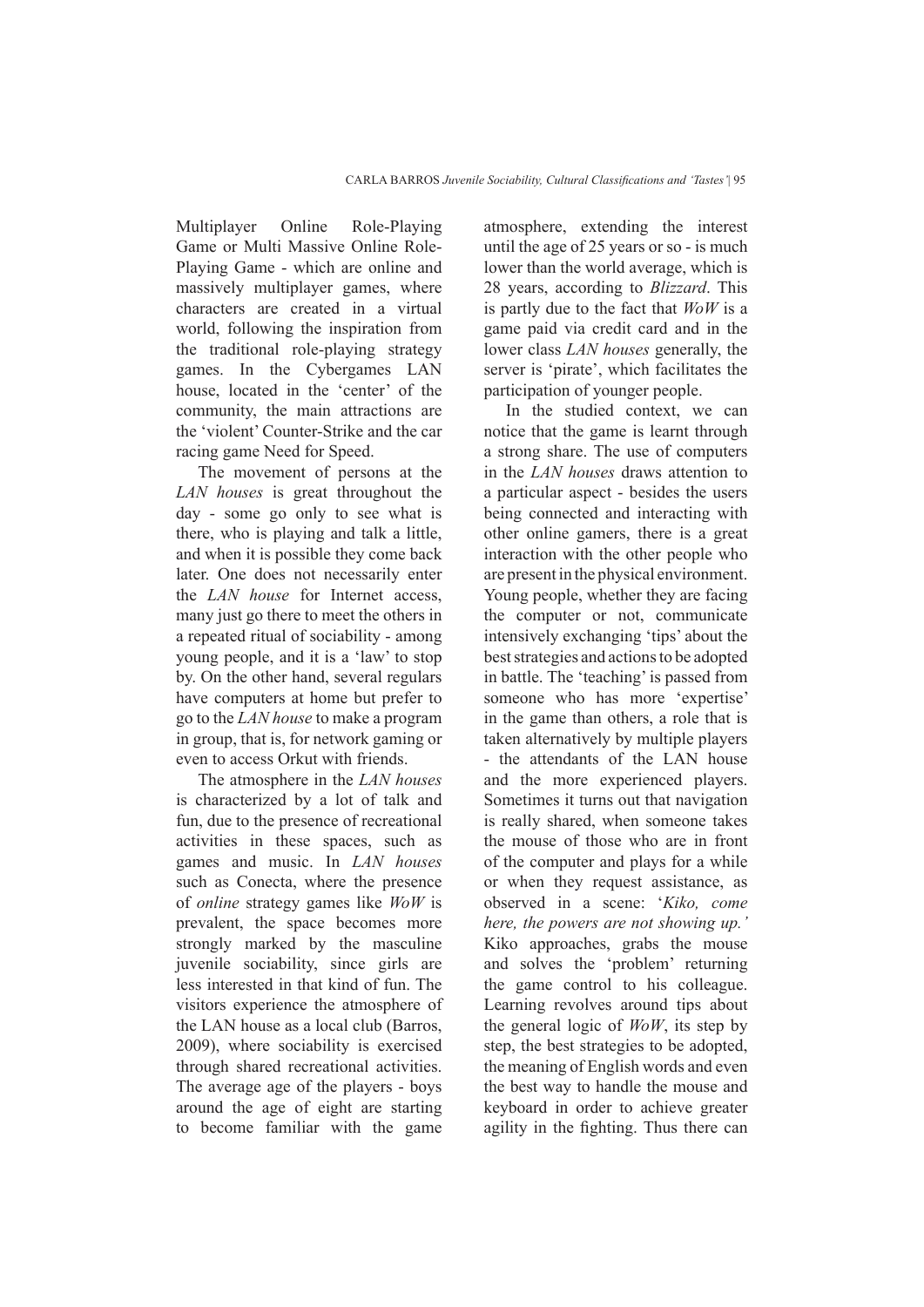Multiplayer Online Role-Playing Game or Multi Massive Online Role-Playing Game - which are online and massively multiplayer games, where characters are created in a virtual world, following the inspiration from the traditional role-playing strategy games. In the Cybergames LAN house, located in the 'center' of the community, the main attractions are the 'violent' Counter-Strike and the car racing game Need for Speed.

The movement of persons at the *LAN houses* is great throughout the day - some go only to see what is there, who is playing and talk a little, and when it is possible they come back later. One does not necessarily enter the *LAN house* for Internet access, many just go there to meet the others in a repeated ritual of sociability - among young people, and it is a 'law' to stop by. On the other hand, several regulars have computers at home but prefer to go to the *LAN house* to make a program in group, that is, for network gaming or even to access Orkut with friends.

The atmosphere in the *LAN houses* is characterized by a lot of talk and fun, due to the presence of recreational activities in these spaces, such as games and music. In *LAN houses* such as Conecta, where the presence of *online* strategy games like *WoW* is prevalent, the space becomes more strongly marked by the masculine juvenile sociability, since girls are less interested in that kind of fun. The visitors experience the atmosphere of the LAN house as a local club (Barros, 2009), where sociability is exercised through shared recreational activities. The average age of the players - boys around the age of eight are starting to become familiar with the game atmosphere, extending the interest until the age of 25 years or so - is much lower than the world average, which is 28 years, according to *Blizzard*. This is partly due to the fact that *WoW* is a game paid via credit card and in the lower class *LAN houses* generally, the server is 'pirate', which facilitates the participation of younger people.

In the studied context, we can notice that the game is learnt through a strong share. The use of computers in the *LAN houses* draws attention to a particular aspect - besides the users being connected and interacting with other online gamers, there is a great interaction with the other people who are present in the physical environment. Young people, whether they are facing the computer or not, communicate intensively exchanging 'tips' about the best strategies and actions to be adopted in battle. The 'teaching' is passed from someone who has more 'expertise' in the game than others, a role that is taken alternatively by multiple players - the attendants of the LAN house and the more experienced players. Sometimes it turns out that navigation is really shared, when someone takes the mouse of those who are in front of the computer and plays for a while or when they request assistance, as observed in a scene: '*Kiko, come here, the powers are not showing up.'* Kiko approaches, grabs the mouse and solves the 'problem' returning the game control to his colleague. Learning revolves around tips about the general logic of *WoW*, its step by step, the best strategies to be adopted, the meaning of English words and even the best way to handle the mouse and keyboard in order to achieve greater agility in the fighting. Thus there can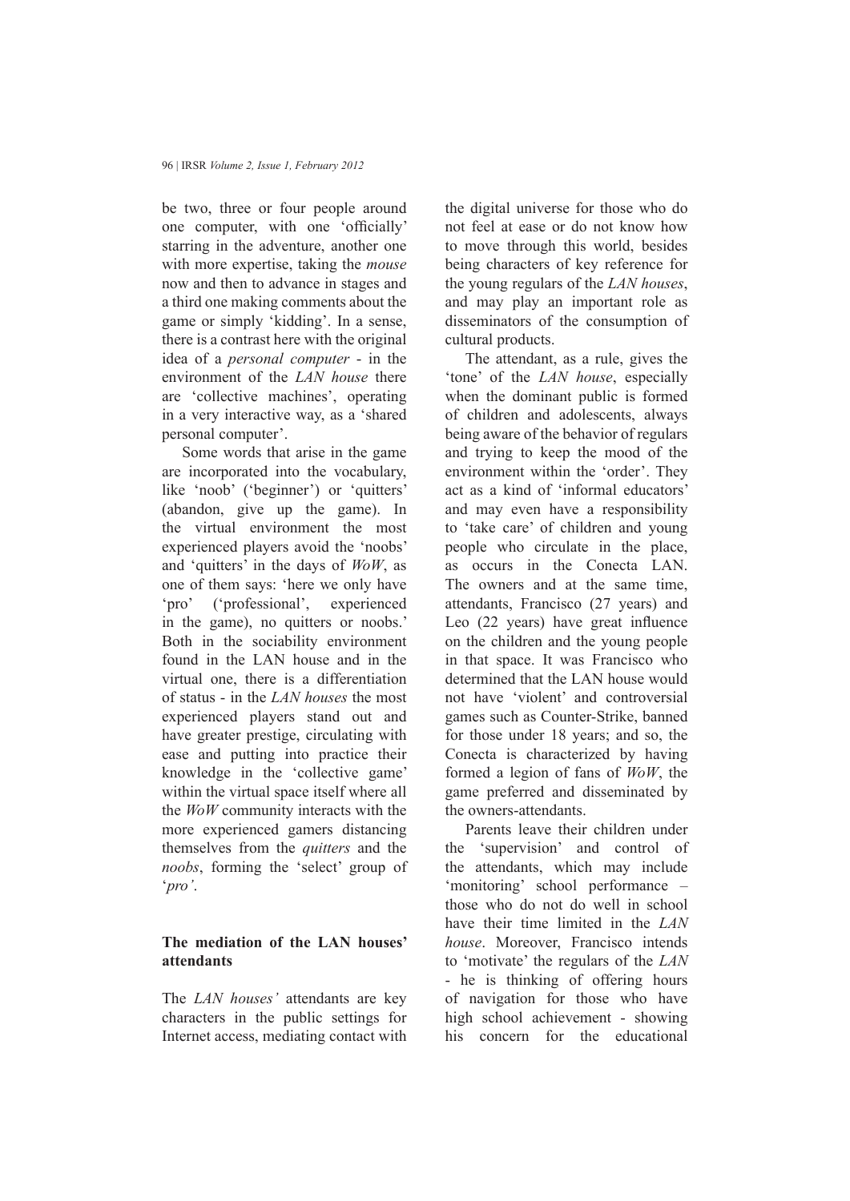be two, three or four people around one computer, with one 'officially' starring in the adventure, another one with more expertise, taking the *mouse* now and then to advance in stages and a third one making comments about the game or simply 'kidding'. In a sense, there is a contrast here with the original idea of a *personal computer* - in the environment of the *LAN house* there are 'collective machines', operating in a very interactive way, as a 'shared personal computer'.

Some words that arise in the game are incorporated into the vocabulary, like 'noob' ('beginner') or 'quitters' (abandon, give up the game). In the virtual environment the most experienced players avoid the 'noobs' and 'quitters' in the days of *WoW*, as one of them says: 'here we only have 'pro' ('professional', experienced in the game), no quitters or noobs.' Both in the sociability environment found in the LAN house and in the virtual one, there is a differentiation of status - in the *LAN houses* the most experienced players stand out and have greater prestige, circulating with ease and putting into practice their knowledge in the 'collective game' within the virtual space itself where all the *WoW* community interacts with the more experienced gamers distancing themselves from the *quitters* and the *noobs*, forming the 'select' group of '*pro'*.

## The mediation of the LAN houses' attendants

The *LAN houses'* attendants are key characters in the public settings for Internet access, mediating contact with the digital universe for those who do not feel at ease or do not know how to move through this world, besides being characters of key reference for the young regulars of the *LAN houses*, and may play an important role as disseminators of the consumption of cultural products.

The attendant, as a rule, gives the 'tone' of the *LAN house*, especially when the dominant public is formed of children and adolescents, always being aware of the behavior of regulars and trying to keep the mood of the environment within the 'order'. They act as a kind of 'informal educators' and may even have a responsibility to 'take care' of children and young people who circulate in the place, as occurs in the Conecta LAN. The owners and at the same time, attendants, Francisco (27 years) and Leo (22 years) have great influence on the children and the young people in that space. It was Francisco who determined that the LAN house would not have 'violent' and controversial games such as Counter-Strike, banned for those under 18 years; and so, the Conecta is characterized by having formed a legion of fans of *WoW*, the game preferred and disseminated by the owners-attendants.

Parents leave their children under the 'supervision' and control of the attendants, which may include 'monitoring' school performance – those who do not do well in school have their time limited in the *LAN house*. Moreover, Francisco intends to 'motivate' the regulars of the *LAN* - he is thinking of offering hours of navigation for those who have high school achievement - showing his concern for the educational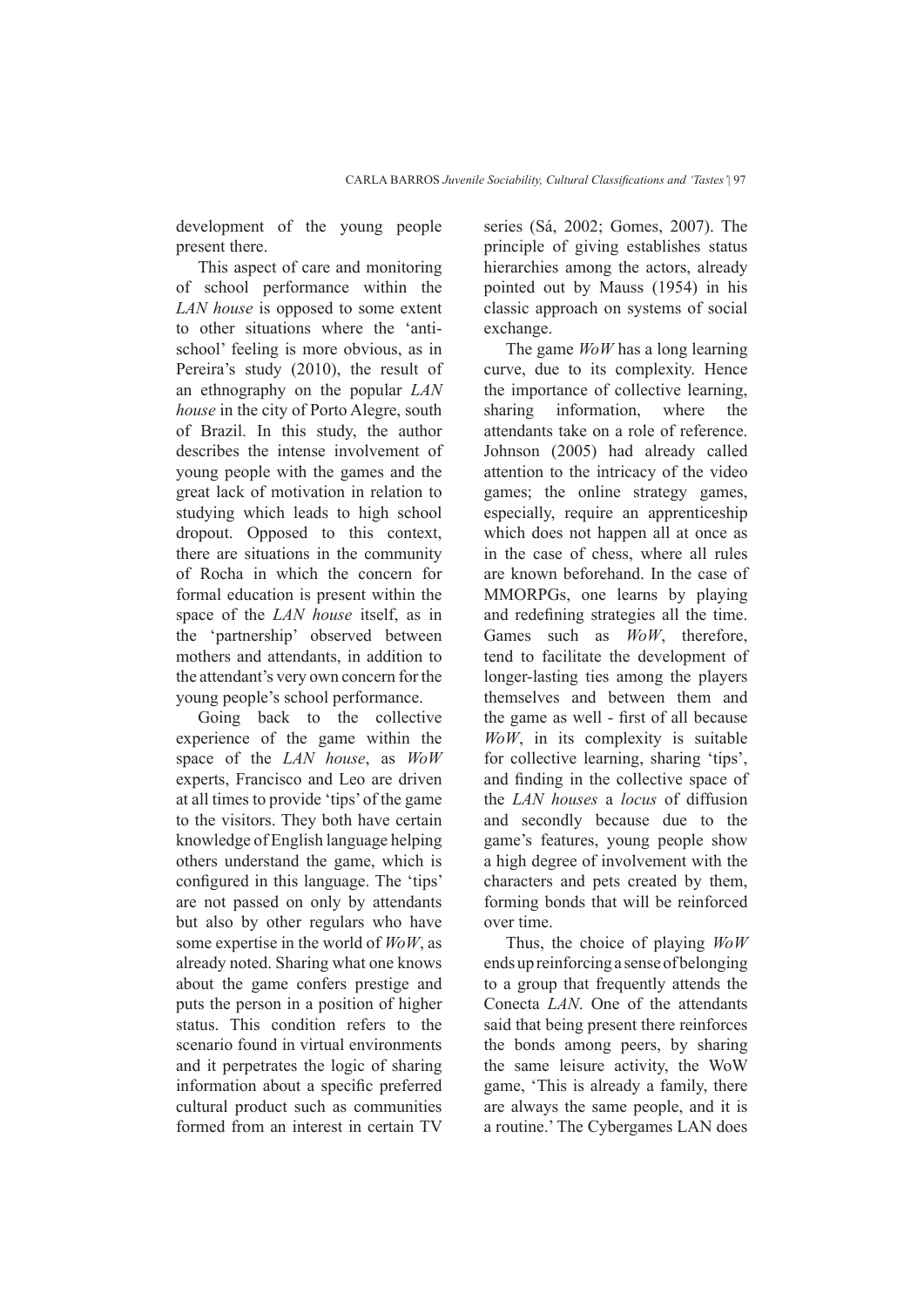development of the young people present there.

This aspect of care and monitoring of school performance within the *LAN house* is opposed to some extent to other situations where the 'anti-school' feeling is more obvious, as in Pereira's study (2010), the result of an ethnography on the popular *LAN house* in the city of Porto Alegre, south of Brazil. In this study, the author describes the intense involvement of young people with the games and the great lack of motivation in relation to studying which leads to high school dropout. Opposed to this context, there are situations in the community of Rocha in which the concern for formal education is present within the space of the *LAN house* itself, as in the 'partnership' observed between mothers and attendants, in addition to the attendant's very own concern for the young people's school performance.

Going back to the collective experience of the game within the space of the *LAN house*, as *WoW* experts, Francisco and Leo are driven at all times to provide 'tips' of the game to the visitors. They both have certain knowledge of English language helping others understand the game, which is configured in this language. The 'tips' are not passed on only by attendants but also by other regulars who have some expertise in the world of *WoW*, as already noted. Sharing what one knows about the game confers prestige and puts the person in a position of higher status. This condition refers to the scenario found in virtual environments and it perpetrates the logic of sharing information about a specific preferred cultural product such as communities formed from an interest in certain TV series (Sá, 2002; Gomes, 2007). The principle of giving establishes status hierarchies among the actors, already pointed out by Mauss (1954) in his classic approach on systems of social exchange.

The game *WoW* has a long learning curve, due to its complexity. Hence the importance of collective learning, sharing information, where the attendants take on a role of reference. Johnson (2005) had already called attention to the intricacy of the video games; the online strategy games, especially, require an apprenticeship which does not happen all at once as in the case of chess, where all rules are known beforehand. In the case of MMORPGs, one learns by playing and redefining strategies all the time. Games such as *WoW*, therefore, tend to facilitate the development of longer-lasting ties among the players themselves and between them and the game as well - first of all because *WoW*, in its complexity is suitable for collective learning, sharing 'tips', and finding in the collective space of the *LAN houses* a *locus* of diffusion and secondly because due to the game's features, young people show a high degree of involvement with the characters and pets created by them, forming bonds that will be reinforced over time.

Thus, the choice of playing *WoW* ends up reinforcing a sense of belonging to a group that frequently attends the Conecta *LAN*. One of the attendants said that being present there reinforces the bonds among peers, by sharing the same leisure activity, the WoW game, 'This is already a family, there are always the same people, and it is a routine.' The Cybergames LAN does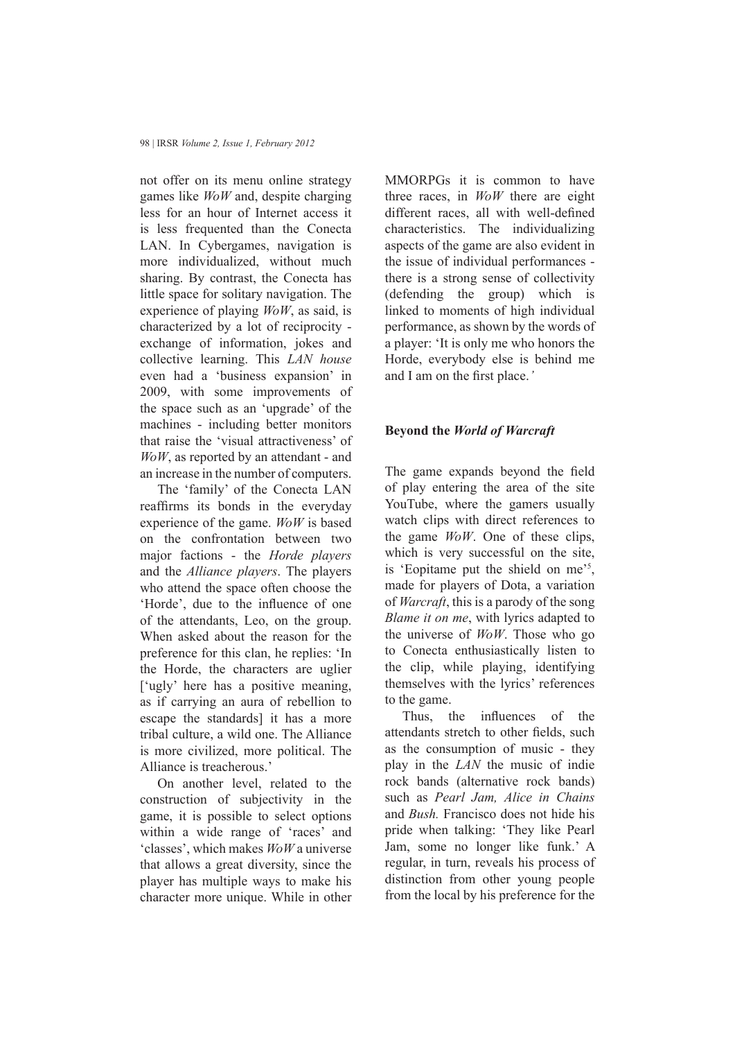not offer on its menu online strategy games like *WoW* and, despite charging less for an hour of Internet access it is less frequented than the Conecta LAN. In Cybergames, navigation is more individualized, without much sharing. By contrast, the Conecta has little space for solitary navigation. The experience of playing *WoW*, as said, is characterized by a lot of reciprocity - exchange of information, jokes and collective learning. This *LAN house* even had a 'business expansion' in 2009, with some improvements of the space such as an 'upgrade' of the machines - including better monitors that raise the 'visual attractiveness' of *WoW*, as reported by an attendant - and an increase in the number of computers.

The 'family' of the Conecta LAN reaffirms its bonds in the everyday experience of the game. *WoW* is based on the confrontation between two major factions - the *Horde players* and the *Alliance players*. The players who attend the space often choose the 'Horde', due to the influence of one of the attendants, Leo, on the group. When asked about the reason for the preference for this clan, he replies: 'In the Horde, the characters are uglier ['ugly' here has a positive meaning, as if carrying an aura of rebellion to escape the standards] it has a more tribal culture, a wild one. The Alliance is more civilized, more political. The Alliance is treacherous.'

On another level, related to the construction of subjectivity in the game, it is possible to select options within a wide range of 'races' and 'classes', which makes *WoW* a universe that allows a great diversity, since the player has multiple ways to make his character more unique. While in other MMORPGs it is common to have three races, in *WoW* there are eight different races, all with well-defined characteristics. The individualizing aspects of the game are also evident in the issue of individual performances - there is a strong sense of collectivity (defending the group) which is linked to moments of high individual performance, as shown by the words of a player: 'It is only me who honors the Horde, everybody else is behind me and I am on the first place.'

## Beyond the *World of Warcraft*

The game expands beyond the field of play entering the area of the site YouTube, where the gamers usually watch clips with direct references to the game *WoW*. One of these clips, which is very successful on the site, is 'Eopitame put the shield on me'[5], made for players of Dota, a variation of *Warcraft*, this is a parody of the song *Blame it on me*, with lyrics adapted to the universe of *WoW*. Those who go to Conecta enthusiastically listen to the clip, while playing, identifying themselves with the lyrics' references to the game.

Thus, the influences of the attendants stretch to other fields, such as the consumption of music - they play in the *LAN* the music of indie rock bands (alternative rock bands) such as *Pearl Jam, Alice in Chains* and *Bush.* Francisco does not hide his pride when talking: 'They like Pearl Jam, some no longer like funk.' A regular, in turn, reveals his process of distinction from other young people from the local by his preference for the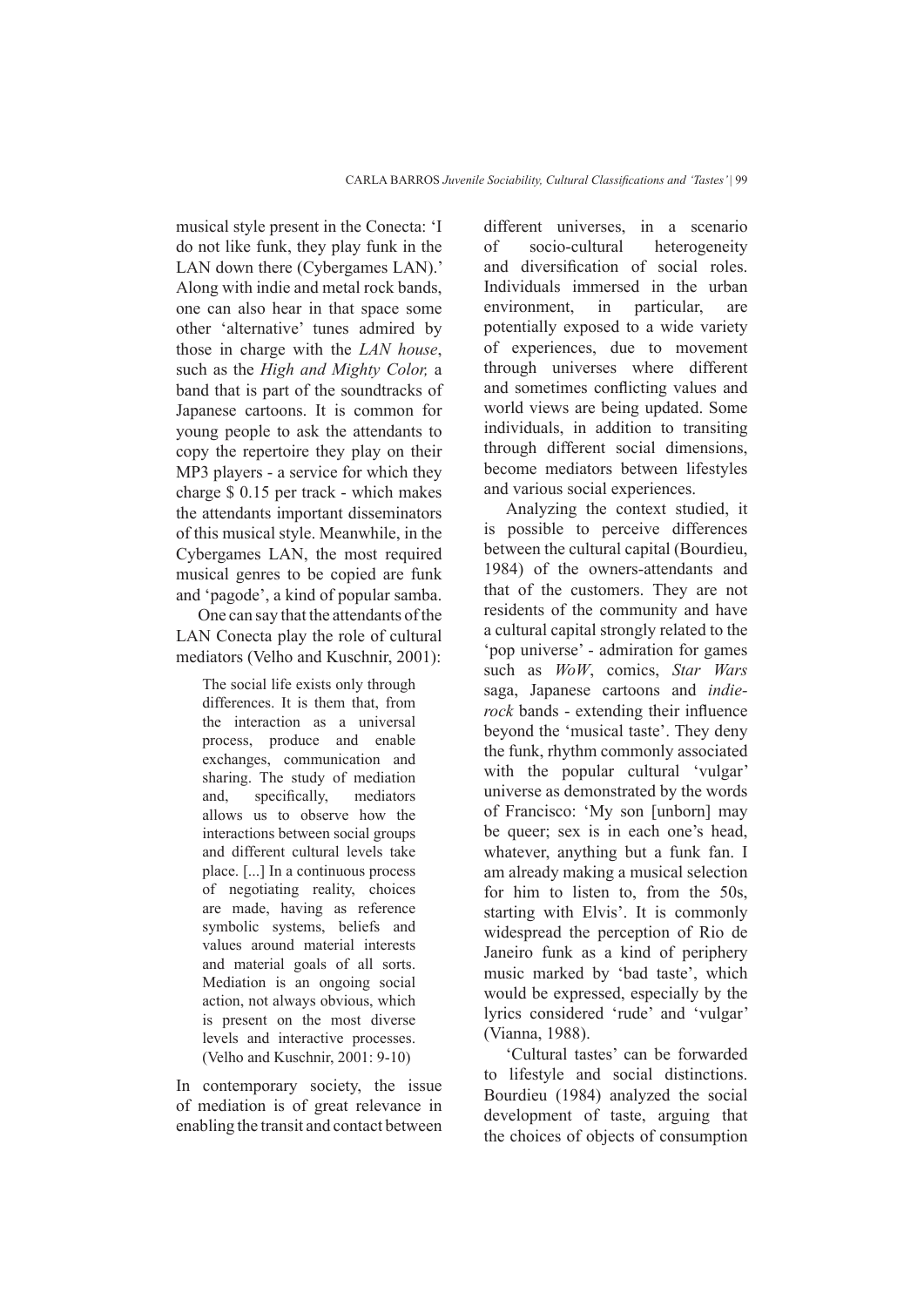musical style present in the Conecta: 'I do not like funk, they play funk in the LAN down there (Cybergames LAN).' Along with indie and metal rock bands, one can also hear in that space some other 'alternative' tunes admired by those in charge with the *LAN house*, such as the *High and Mighty Color,* a band that is part of the soundtracks of Japanese cartoons. It is common for young people to ask the attendants to copy the repertoire they play on their MP3 players - a service for which they charge $ 0.15 per track - which makes the attendants important disseminators of this musical style. Meanwhile, in the Cybergames LAN, the most required musical genres to be copied are funk and 'pagode', a kind of popular samba.

One can say that the attendants of the LAN Conecta play the role of cultural mediators (Velho and Kuschnir, 2001):

> The social life exists only through differences. It is them that, from the interaction as a universal process, produce and enable exchanges, communication and sharing. The study of mediation and, specifically, mediators allows us to observe how the interactions between social groups and different cultural levels take place. [...] In a continuous process of negotiating reality, choices are made, having as reference symbolic systems, beliefs and values around material interests and material goals of all sorts. Mediation is an ongoing social action, not always obvious, which is present on the most diverse levels and interactive processes. (Velho and Kuschnir, 2001: 9-10)

In contemporary society, the issue of mediation is of great relevance in enabling the transit and contact between different universes, in a scenario of socio-cultural heterogeneity and diversification of social roles. Individuals immersed in the urban environment, in particular, are potentially exposed to a wide variety of experiences, due to movement through universes where different and sometimes conflicting values and world views are being updated. Some individuals, in addition to transiting through different social dimensions, become mediators between lifestyles and various social experiences.

Analyzing the context studied, it is possible to perceive differences between the cultural capital (Bourdieu, 1984) of the owners-attendants and that of the customers. They are not residents of the community and have a cultural capital strongly related to the 'pop universe' - admiration for games such as *WoW*, comics, *Star Wars* saga, Japanese cartoons and *indie-rock* bands - extending their influence beyond the 'musical taste'. They deny the funk, rhythm commonly associated with the popular cultural 'vulgar' universe as demonstrated by the words of Francisco: 'My son [unborn] may be queer; sex is in each one's head, whatever, anything but a funk fan. I am already making a musical selection for him to listen to, from the 50s, starting with Elvis'. It is commonly widespread the perception of Rio de Janeiro funk as a kind of periphery music marked by 'bad taste', which would be expressed, especially by the lyrics considered 'rude' and 'vulgar' (Vianna, 1988).

'Cultural tastes' can be forwarded to lifestyle and social distinctions. Bourdieu (1984) analyzed the social development of taste, arguing that the choices of objects of consumption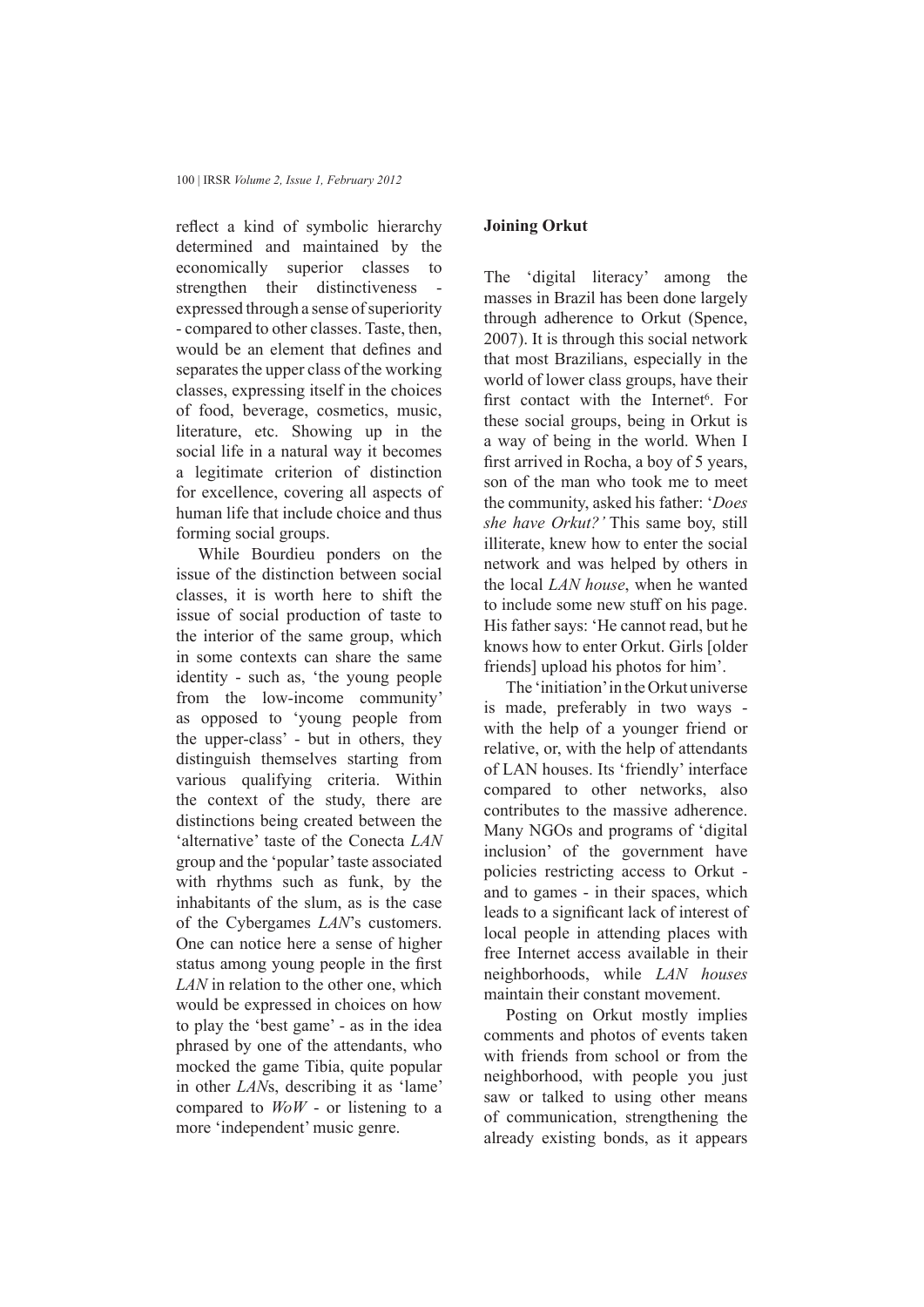reflect a kind of symbolic hierarchy determined and maintained by the economically superior classes to strengthen their distinctiveness - expressed through a sense of superiority - compared to other classes. Taste, then, would be an element that defines and separates the upper class of the working classes, expressing itself in the choices of food, beverage, cosmetics, music, literature, etc. Showing up in the social life in a natural way it becomes a legitimate criterion of distinction for excellence, covering all aspects of human life that include choice and thus forming social groups.

While Bourdieu ponders on the issue of the distinction between social classes, it is worth here to shift the issue of social production of taste to the interior of the same group, which in some contexts can share the same identity - such as, 'the young people from the low-income community' as opposed to 'young people from the upper-class' - but in others, they distinguish themselves starting from various qualifying criteria. Within the context of the study, there are distinctions being created between the 'alternative' taste of the Conecta *LAN* group and the 'popular' taste associated with rhythms such as funk, by the inhabitants of the slum, as is the case of the Cybergames *LAN*'s customers. One can notice here a sense of higher status among young people in the first *LAN* in relation to the other one, which would be expressed in choices on how to play the 'best game' - as in the idea phrased by one of the attendants, who mocked the game Tibia, quite popular in other *LAN*s, describing it as 'lame' compared to *WoW* - or listening to a more 'independent' music genre.

**Joining Orkut**

The 'digital literacy' among the masses in Brazil has been done largely through adherence to Orkut (Spence, 2007). It is through this social network that most Brazilians, especially in the world of lower class groups, have their first contact with the Internet[6]. For these social groups, being in Orkut is a way of being in the world. When I first arrived in Rocha, a boy of 5 years, son of the man who took me to meet the community, asked his father: '*Does she have Orkut?'* This same boy, still illiterate, knew how to enter the social network and was helped by others in the local *LAN house*, when he wanted to include some new stuff on his page. His father says: 'He cannot read, but he knows how to enter Orkut. Girls [older friends] upload his photos for him'.

The 'initiation' in the Orkut universe is made, preferably in two ways - with the help of a younger friend or relative, or, with the help of attendants of LAN houses. Its 'friendly' interface compared to other networks, also contributes to the massive adherence. Many NGOs and programs of 'digital inclusion' of the government have policies restricting access to Orkut - and to games - in their spaces, which leads to a significant lack of interest of local people in attending places with free Internet access available in their neighborhoods, while *LAN houses* maintain their constant movement.

Posting on Orkut mostly implies comments and photos of events taken with friends from school or from the neighborhood, with people you just saw or talked to using other means of communication, strengthening the already existing bonds, as it appears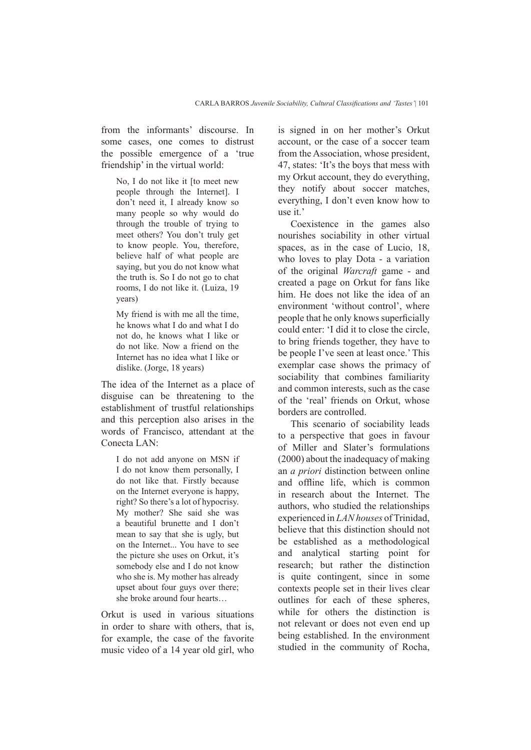from the informants' discourse. In some cases, one comes to distrust the possible emergence of a 'true friendship' in the virtual world:

> No, I do not like it [to meet new people through the Internet]. I don't need it, I already know so many people so why would do through the trouble of trying to meet others? You don't truly get to know people. You, therefore, believe half of what people are saying, but you do not know what the truth is. So I do not go to chat rooms, I do not like it. (Luiza, 19 years)

> My friend is with me all the time, he knows what I do and what I do not do, he knows what I like or do not like. Now a friend on the Internet has no idea what I like or dislike. (Jorge, 18 years)

The idea of the Internet as a place of disguise can be threatening to the establishment of trustful relationships and this perception also arises in the words of Francisco, attendant at the Conecta LAN:

> I do not add anyone on MSN if I do not know them personally, I do not like that. Firstly because on the Internet everyone is happy, right? So there's a lot of hypocrisy. My mother? She said she was a beautiful brunette and I don't mean to say that she is ugly, but on the Internet... You have to see the picture she uses on Orkut, it's somebody else and I do not know who she is. My mother has already upset about four guys over there; she broke around four hearts…

Orkut is used in various situations in order to share with others, that is, for example, the case of the favorite music video of a 14 year old girl, who is signed in on her mother's Orkut account, or the case of a soccer team from the Association, whose president, 47, states: 'It's the boys that mess with my Orkut account, they do everything, they notify about soccer matches, everything, I don't even know how to use it.'

Coexistence in the games also nourishes sociability in other virtual spaces, as in the case of Lucio, 18, who loves to play Dota - a variation of the original *Warcraft* game - and created a page on Orkut for fans like him. He does not like the idea of an environment 'without control', where people that he only knows superficially could enter: 'I did it to close the circle, to bring friends together, they have to be people I've seen at least once.' This exemplar case shows the primacy of sociability that combines familiarity and common interests, such as the case of the 'real' friends on Orkut, whose borders are controlled.

This scenario of sociability leads to a perspective that goes in favour of Miller and Slater's formulations (2000) about the inadequacy of making an *a priori* distinction between online and offline life, which is common in research about the Internet. The authors, who studied the relationships experienced in *LAN houses* of Trinidad, believe that this distinction should not be established as a methodological and analytical starting point for research; but rather the distinction is quite contingent, since in some contexts people set in their lives clear outlines for each of these spheres, while for others the distinction is not relevant or does not even end up being established. In the environment studied in the community of Rocha,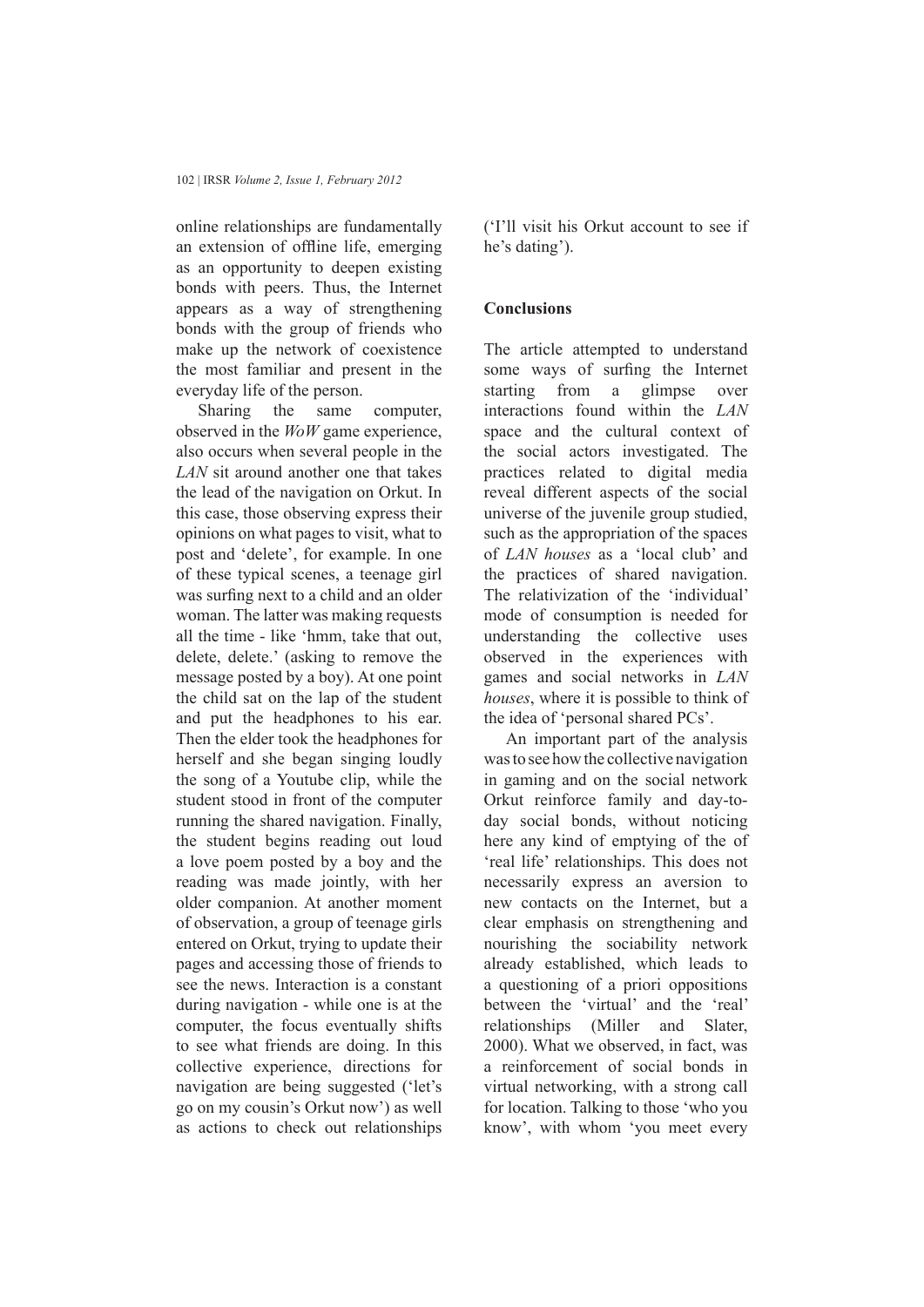online relationships are fundamentally an extension of offline life, emerging as an opportunity to deepen existing bonds with peers. Thus, the Internet appears as a way of strengthening bonds with the group of friends who make up the network of coexistence the most familiar and present in the everyday life of the person.

Sharing the same computer, observed in the *WoW* game experience, also occurs when several people in the *LAN* sit around another one that takes the lead of the navigation on Orkut. In this case, those observing express their opinions on what pages to visit, what to post and 'delete', for example. In one of these typical scenes, a teenage girl was surfing next to a child and an older woman. The latter was making requests all the time - like 'hmm, take that out, delete, delete.' (asking to remove the message posted by a boy). At one point the child sat on the lap of the student and put the headphones to his ear. Then the elder took the headphones for herself and she began singing loudly the song of a Youtube clip, while the student stood in front of the computer running the shared navigation. Finally, the student begins reading out loud a love poem posted by a boy and the reading was made jointly, with her older companion. At another moment of observation, a group of teenage girls entered on Orkut, trying to update their pages and accessing those of friends to see the news. Interaction is a constant during navigation - while one is at the computer, the focus eventually shifts to see what friends are doing. In this collective experience, directions for navigation are being suggested ('let's go on my cousin's Orkut now') as well as actions to check out relationships ('I'll visit his Orkut account to see if he's dating').

## Conclusions

The article attempted to understand some ways of surfing the Internet starting from a glimpse over interactions found within the *LAN* space and the cultural context of the social actors investigated. The practices related to digital media reveal different aspects of the social universe of the juvenile group studied, such as the appropriation of the spaces of *LAN houses* as a 'local club' and the practices of shared navigation. The relativization of the 'individual' mode of consumption is needed for understanding the collective uses observed in the experiences with games and social networks in *LAN houses*, where it is possible to think of the idea of 'personal shared PCs'.

An important part of the analysis was to see how the collective navigation in gaming and on the social network Orkut reinforce family and day-to-day social bonds, without noticing here any kind of emptying of the of 'real life' relationships. This does not necessarily express an aversion to new contacts on the Internet, but a clear emphasis on strengthening and nourishing the sociability network already established, which leads to a questioning of a priori oppositions between the 'virtual' and the 'real' relationships (Miller and Slater, 2000). What we observed, in fact, was a reinforcement of social bonds in virtual networking, with a strong call for location. Talking to those 'who you know', with whom 'you meet every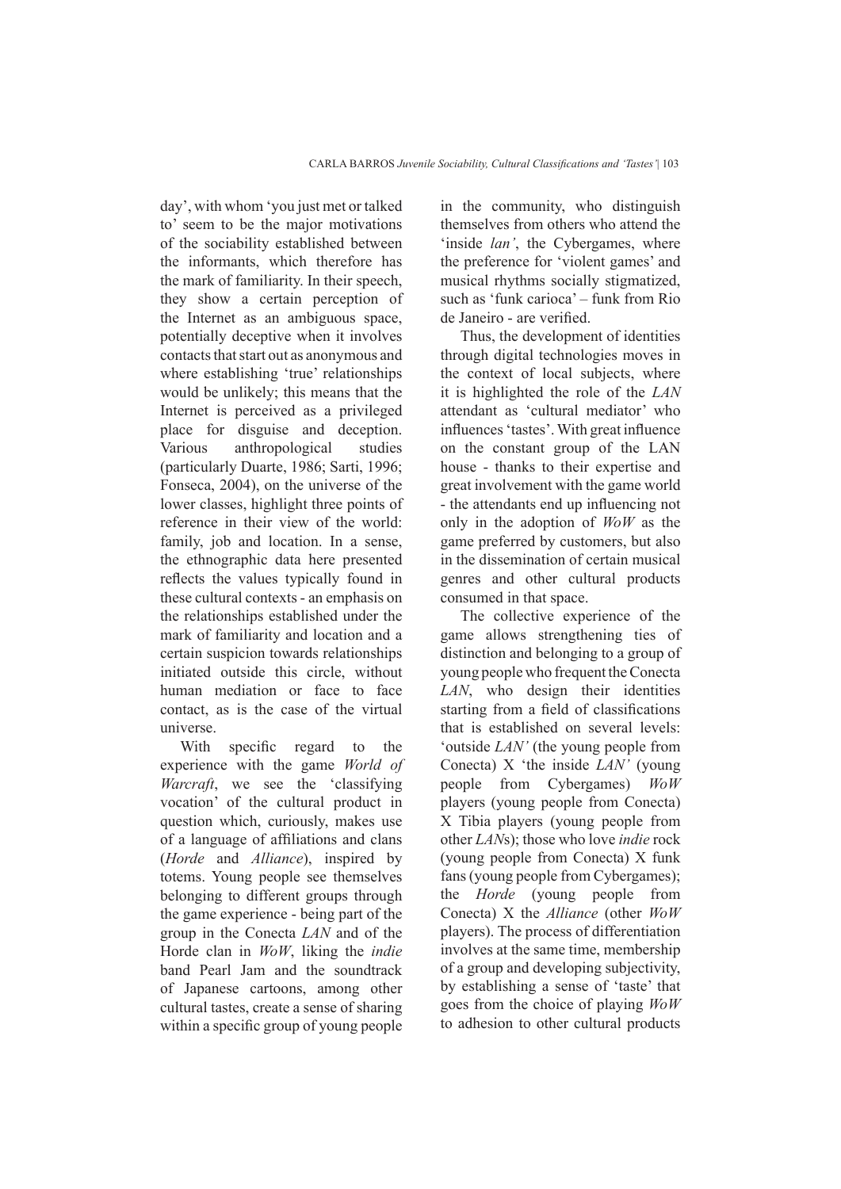day', with whom 'you just met or talked to' seem to be the major motivations of the sociability established between the informants, which therefore has the mark of familiarity. In their speech, they show a certain perception of the Internet as an ambiguous space, potentially deceptive when it involves contacts that start out as anonymous and where establishing 'true' relationships would be unlikely; this means that the Internet is perceived as a privileged place for disguise and deception. Various anthropological studies (particularly Duarte, 1986; Sarti, 1996; Fonseca, 2004), on the universe of the lower classes, highlight three points of reference in their view of the world: family, job and location. In a sense, the ethnographic data here presented reflects the values typically found in these cultural contexts - an emphasis on the relationships established under the mark of familiarity and location and a certain suspicion towards relationships initiated outside this circle, without human mediation or face to face contact, as is the case of the virtual universe.

With specific regard to the experience with the game *World of Warcraft*, we see the 'classifying vocation' of the cultural product in question which, curiously, makes use of a language of affiliations and clans (*Horde* and *Alliance*), inspired by totems. Young people see themselves belonging to different groups through the game experience - being part of the group in the Conecta *LAN* and of the Horde clan in *WoW*, liking the *indie* band Pearl Jam and the soundtrack of Japanese cartoons, among other cultural tastes, create a sense of sharing within a specific group of young people in the community, who distinguish themselves from others who attend the 'inside *lan'*, the Cybergames, where the preference for 'violent games' and musical rhythms socially stigmatized, such as 'funk carioca' – funk from Rio de Janeiro - are verified.

Thus, the development of identities through digital technologies moves in the context of local subjects, where it is highlighted the role of the *LAN* attendant as 'cultural mediator' who influences 'tastes'. With great influence on the constant group of the LAN house - thanks to their expertise and great involvement with the game world - the attendants end up influencing not only in the adoption of *WoW* as the game preferred by customers, but also in the dissemination of certain musical genres and other cultural products consumed in that space.

The collective experience of the game allows strengthening ties of distinction and belonging to a group of young people who frequent the Conecta *LAN*, who design their identities starting from a field of classifications that is established on several levels: 'outside *LAN'* (the young people from Conecta) X 'the inside *LAN'* (young people from Cybergames) *WoW* players (young people from Conecta) X Tibia players (young people from other *LAN*s); those who love *indie* rock (young people from Conecta) X funk fans (young people from Cybergames); the *Horde* (young people from Conecta) X the *Alliance* (other *WoW* players). The process of differentiation involves at the same time, membership of a group and developing subjectivity, by establishing a sense of 'taste' that goes from the choice of playing *WoW* to adhesion to other cultural products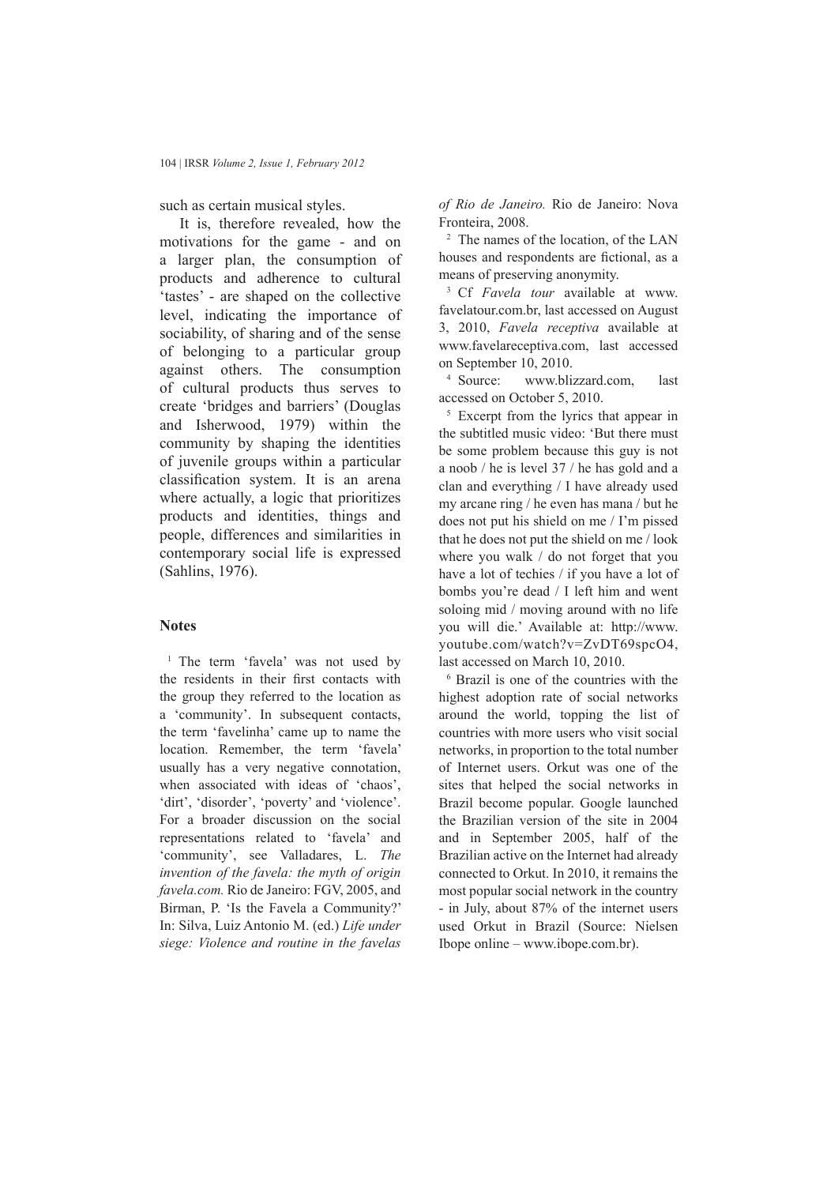such as certain musical styles.

It is, therefore revealed, how the motivations for the game - and on a larger plan, the consumption of products and adherence to cultural 'tastes' - are shaped on the collective level, indicating the importance of sociability, of sharing and of the sense of belonging to a particular group against others. The consumption of cultural products thus serves to create 'bridges and barriers' (Douglas and Isherwood, 1979) within the community by shaping the identities of juvenile groups within a particular classification system. It is an arena where actually, a logic that prioritizes products and identities, things and people, differences and similarities in contemporary social life is expressed (Sahlins, 1976).

### Notes

[1] The term 'favela' was not used by the residents in their first contacts with the group they referred to the location as a 'community'. In subsequent contacts, the term 'favelinha' came up to name the location. Remember, the term 'favela' usually has a very negative connotation, when associated with ideas of 'chaos', 'dirt', 'disorder', 'poverty' and 'violence'. For a broader discussion on the social representations related to 'favela' and 'community', see Valladares, L. *The invention of the favela: the myth of origin favela.com.* Rio de Janeiro: FGV, 2005, and Birman, P. 'Is the Favela a Community?' In: Silva, Luiz Antonio M. (ed.) *Life under siege: Violence and routine in the favelas of Rio de Janeiro.* Rio de Janeiro: Nova Fronteira, 2008.

[2] The names of the location, of the LAN houses and respondents are fictional, as a means of preserving anonymity.

[3] Cf *Favela tour* available at www.favelatour.com.br, last accessed on August 3, 2010, *Favela receptiva* available at www.favelareceptiva.com, last accessed on September 10, 2010.

[4] Source: www.blizzard.com, last accessed on October 5, 2010.

[5] Excerpt from the lyrics that appear in the subtitled music video: 'But there must be some problem because this guy is not a noob / he is level 37 / he has gold and a clan and everything / I have already used my arcane ring / he even has mana / but he does not put his shield on me / I'm pissed that he does not put the shield on me / look where you walk / do not forget that you have a lot of techies / if you have a lot of bombs you're dead / I left him and went soloing mid / moving around with no life you will die.' Available at: http://www.youtube.com/watch?v=ZvDT69spcO4, last accessed on March 10, 2010.

[6] Brazil is one of the countries with the highest adoption rate of social networks around the world, topping the list of countries with more users who visit social networks, in proportion to the total number of Internet users. Orkut was one of the sites that helped the social networks in Brazil become popular. Google launched the Brazilian version of the site in 2004 and in September 2005, half of the Brazilian active on the Internet had already connected to Orkut. In 2010, it remains the most popular social network in the country - in July, about 87% of the internet users used Orkut in Brazil (Source: Nielsen Ibope online – www.ibope.com.br).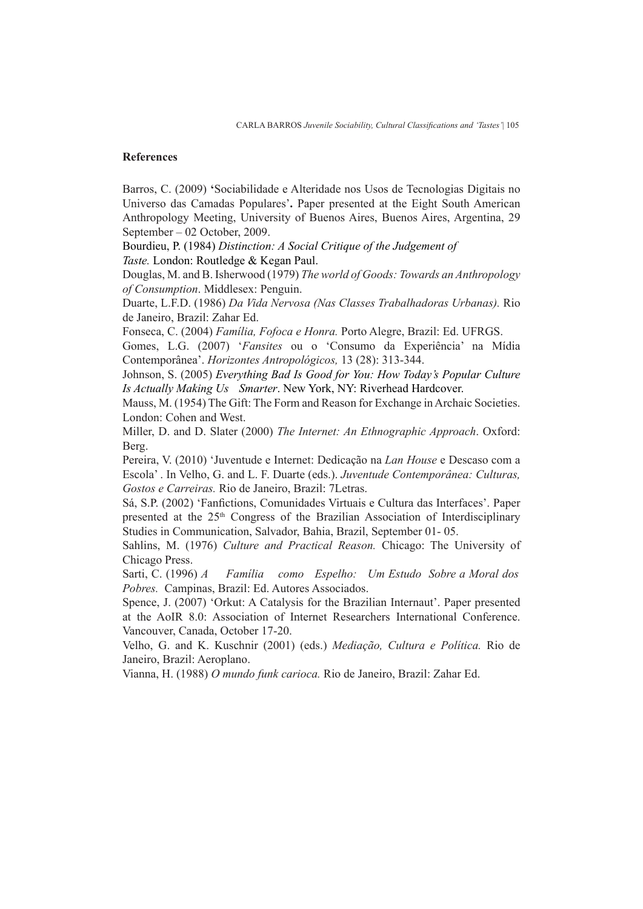## References

Barros, C. (2009) **'**Sociabilidade e Alteridade nos Usos de Tecnologias Digitais no Universo das Camadas Populares'**.** Paper presented at the Eight South American Anthropology Meeting, University of Buenos Aires, Buenos Aires, Argentina, 29 September – 02 October, 2009.

Bourdieu, P. (1984) *Distinction: A Social Critique of the Judgement of Taste.* London: Routledge & Kegan Paul.

Douglas, M. and B. Isherwood (1979) *The world of Goods: Towards an Anthropology of Consumption*. Middlesex: Penguin.

Duarte, L.F.D. (1986) *Da Vida Nervosa (Nas Classes Trabalhadoras Urbanas).* Rio de Janeiro, Brazil: Zahar Ed.

Fonseca, C. (2004) *Família, Fofoca e Honra.* Porto Alegre, Brazil: Ed. UFRGS.

Gomes, L.G. (2007) '*Fansites* ou o 'Consumo da Experiência' na Mídia Contemporânea'. *Horizontes Antropológicos,* 13 (28): 313-344.

Johnson, S. (2005) *Everything Bad Is Good for You: How Today's Popular Culture Is Actually Making Us Smarter*. New York, NY: Riverhead Hardcover.

Mauss, M. (1954) The Gift: The Form and Reason for Exchange in Archaic Societies. London: Cohen and West.

Miller, D. and D. Slater (2000) *The Internet: An Ethnographic Approach*. Oxford: Berg.

Pereira, V. (2010) 'Juventude e Internet: Dedicação na *Lan House* e Descaso com a Escola' . In Velho, G. and L. F. Duarte (eds.). *Juventude Contemporânea: Culturas, Gostos e Carreiras.* Rio de Janeiro, Brazil: 7Letras.

Sá, S.P. (2002) 'Fanfictions, Comunidades Virtuais e Cultura das Interfaces'. Paper presented at the 25th Congress of the Brazilian Association of Interdisciplinary Studies in Communication, Salvador, Bahia, Brazil, September 01- 05.

Sahlins, M. (1976) *Culture and Practical Reason.* Chicago: The University of Chicago Press.

Sarti, C. (1996) *A Família como Espelho: Um Estudo Sobre a Moral dos Pobres.* Campinas, Brazil: Ed. Autores Associados.

Spence, J. (2007) 'Orkut: A Catalysis for the Brazilian Internaut'. Paper presented at the AoIR 8.0: Association of Internet Researchers International Conference. Vancouver, Canada, October 17-20.

Velho, G. and K. Kuschnir (2001) (eds.) *Mediação, Cultura e Política.* Rio de Janeiro, Brazil: Aeroplano.

Vianna, H. (1988) *O mundo funk carioca.* Rio de Janeiro, Brazil: Zahar Ed.